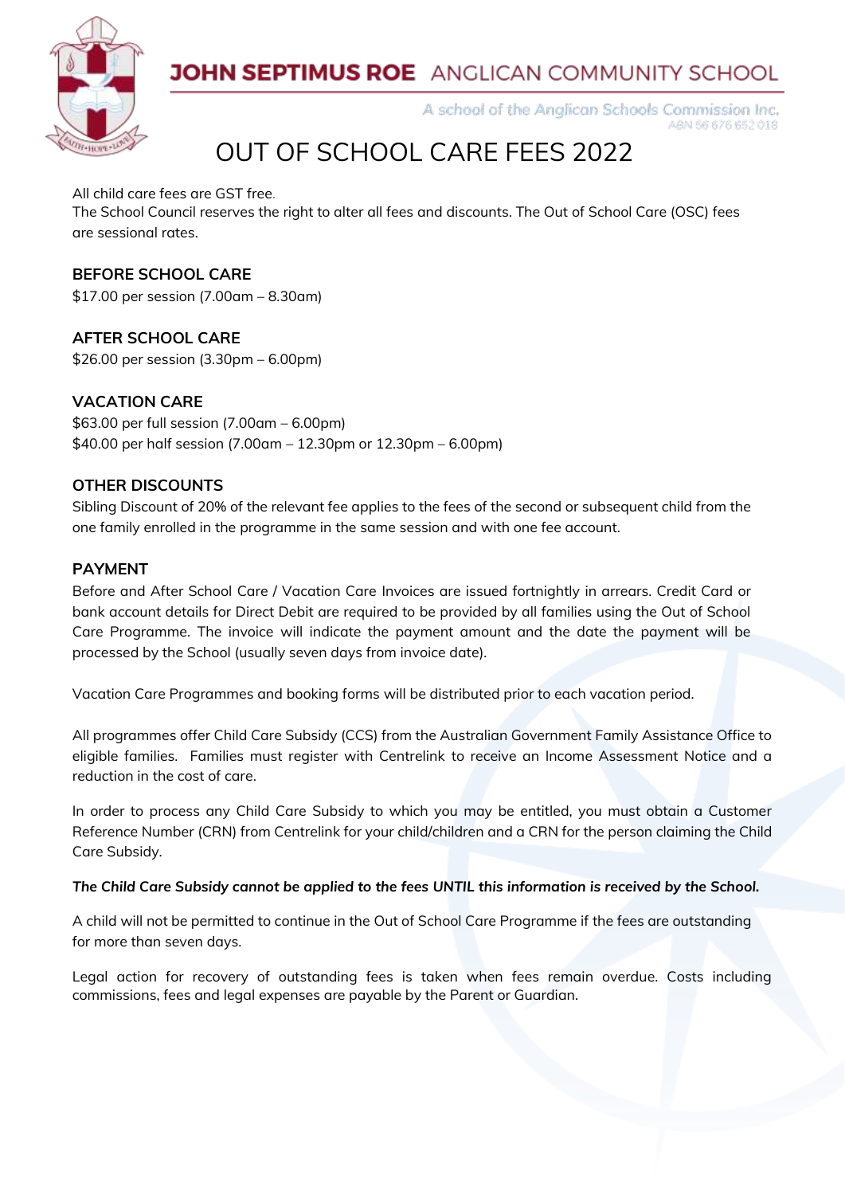**JOHN SEPTIMUS ROE** ANGLICAN COMMUNITY SCHOOL

A school of the Anglican Schools Commission Inc.
ABN 56 676 652 018

# OUT OF SCHOOL CARE FEES 2022

All child care fees are GST free.
The School Council reserves the right to alter all fees and discounts. The Out of School Care (OSC) fees are sessional rates.

## BEFORE SCHOOL CARE

$17.00 per session (7.00am – 8.30am)

## AFTER SCHOOL CARE

$26.00 per session (3.30pm – 6.00pm)

## VACATION CARE

$63.00 per full session (7.00am – 6.00pm)
$40.00 per half session (7.00am – 12.30pm or 12.30pm – 6.00pm)

## OTHER DISCOUNTS

Sibling Discount of 20% of the relevant fee applies to the fees of the second or subsequent child from the one family enrolled in the programme in the same session and with one fee account.

## PAYMENT

Before and After School Care / Vacation Care Invoices are issued fortnightly in arrears. Credit Card or bank account details for Direct Debit are required to be provided by all families using the Out of School Care Programme. The invoice will indicate the payment amount and the date the payment will be processed by the School (usually seven days from invoice date).

Vacation Care Programmes and booking forms will be distributed prior to each vacation period.

All programmes offer Child Care Subsidy (CCS) from the Australian Government Family Assistance Office to eligible families. Families must register with Centrelink to receive an Income Assessment Notice and a reduction in the cost of care.

In order to process any Child Care Subsidy to which you may be entitled, you must obtain a Customer Reference Number (CRN) from Centrelink for your child/children and a CRN for the person claiming the Child Care Subsidy.

***The Child Care Subsidy cannot be applied to the fees UNTIL this information is received by the School.***

A child will not be permitted to continue in the Out of School Care Programme if the fees are outstanding for more than seven days.

Legal action for recovery of outstanding fees is taken when fees remain overdue. Costs including commissions, fees and legal expenses are payable by the Parent or Guardian.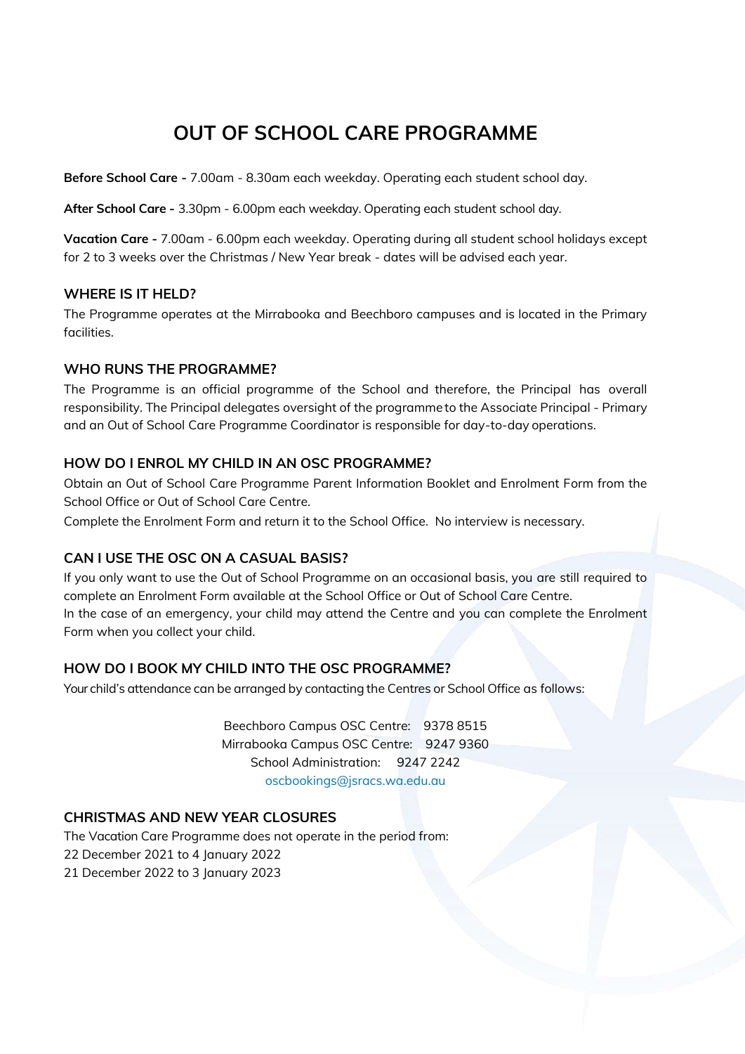# OUT OF SCHOOL CARE PROGRAMME

**Before School Care -** 7.00am - 8.30am each weekday. Operating each student school day.

**After School Care -** 3.30pm - 6.00pm each weekday. Operating each student school day.

**Vacation Care -** 7.00am - 6.00pm each weekday. Operating during all student school holidays except for 2 to 3 weeks over the Christmas / New Year break - dates will be advised each year.

### WHERE IS IT HELD?

The Programme operates at the Mirrabooka and Beechboro campuses and is located in the Primary facilities.

### WHO RUNS THE PROGRAMME?

The Programme is an official programme of the School and therefore, the Principal has overall responsibility. The Principal delegates oversight of the programme to the Associate Principal - Primary and an Out of School Care Programme Coordinator is responsible for day-to-day operations.

### HOW DO I ENROL MY CHILD IN AN OSC PROGRAMME?

Obtain an Out of School Care Programme Parent Information Booklet and Enrolment Form from the School Office or Out of School Care Centre.

Complete the Enrolment Form and return it to the School Office. No interview is necessary.

### CAN I USE THE OSC ON A CASUAL BASIS?

If you only want to use the Out of School Programme on an occasional basis, you are still required to complete an Enrolment Form available at the School Office or Out of School Care Centre.

In the case of an emergency, your child may attend the Centre and you can complete the Enrolment Form when you collect your child.

### HOW DO I BOOK MY CHILD INTO THE OSC PROGRAMME?

Your child's attendance can be arranged by contacting the Centres or School Office as follows:

Beechboro Campus OSC Centre: 9378 8515
Mirrabooka Campus OSC Centre: 9247 9360
School Administration: 9247 2242
oscbookings@jsracs.wa.edu.au

### CHRISTMAS AND NEW YEAR CLOSURES

The Vacation Care Programme does not operate in the period from:
22 December 2021 to 4 January 2022
21 December 2022 to 3 January 2023